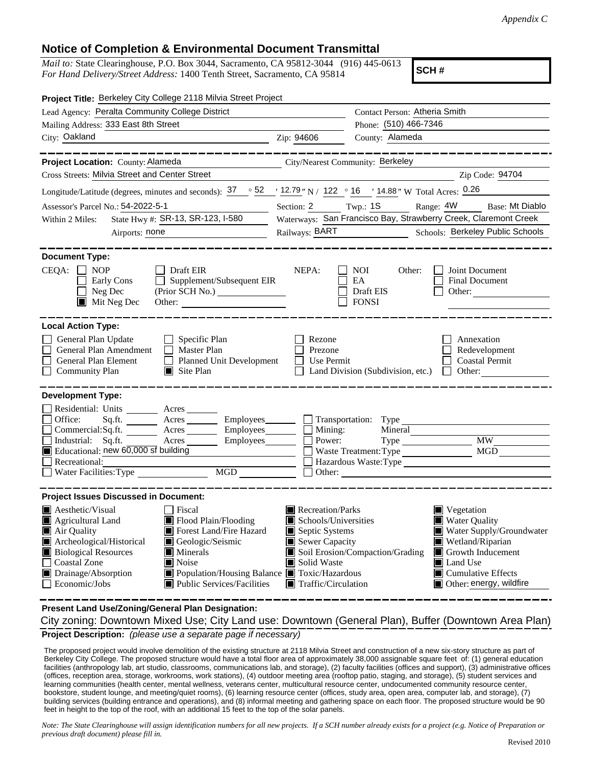*Appendix C*

## Notice of Completion & Environmental Document Transmittal

*Mail to:* State Clearinghouse, P.O. Box 3044, Sacramento, CA 95812-3044 (916) 445-0613
*For Hand Delivery/Street Address:* 1400 Tenth Street, Sacramento, CA 95814

**SCH #**

**Project Title:** Berkeley City College 2118 Milvia Street Project

Lead Agency: Peralta Community College District
Contact Person: Atheria Smith
Mailing Address: 333 East 8th Street
Phone: (510) 466-7346
City: Oakland
Zip: 94606
County: Alameda

**Project Location:** County: Alameda
City/Nearest Community: Berkeley
Cross Streets: Milvia Street and Center Street
Zip Code: 94704
Longitude/Latitude (degrees, minutes and seconds): 37 ° 52 ′ 12.79 ″ N / 122 ° 16 ′ 14.88 ″ W Total Acres: 0.26
Assessor's Parcel No.: 54-2022-5-1
Section: 2 Twp.: 1S Range: 4W Base: Mt Diablo
Within 2 Miles: State Hwy #: SR-13, SR-123, I-580
Waterways: San Francisco Bay, Strawberry Creek, Claremont Creek
Airports: none
Railways: BART
Schools: Berkeley Public Schools

**Document Type:**

CEQA: ☐ NOP ☐ Early Cons ☐ Neg Dec ☒ Mit Neg Dec ☐ Draft EIR ☐ Supplement/Subsequent EIR (Prior SCH No.) ______ Other: ______
NEPA: ☐ NOI ☐ EA ☐ Draft EIS ☐ FONSI
Other: ☐ Joint Document ☐ Final Document ☐ Other: ______

**Local Action Type:**

☐ General Plan Update ☐ General Plan Amendment ☐ General Plan Element ☐ Community Plan ☐ Specific Plan ☐ Master Plan ☐ Planned Unit Development ☒ Site Plan ☐ Rezone ☐ Prezone ☐ Use Permit ☐ Land Division (Subdivision, etc.) ☐ Annexation ☐ Redevelopment ☐ Coastal Permit ☐ Other: ______

**Development Type:**

☐ Residential: Units ______ Acres ______
☐ Office: Sq.ft. ______ Acres ______ Employees ______
☐ Commercial: Sq.ft. ______ Acres ______ Employees ______
☐ Industrial: Sq.ft. ______ Acres ______ Employees ______
☒ Educational: new 60,000 sf building
☐ Recreational: ______
☐ Water Facilities: Type ______ MGD ______
☐ Transportation: Type ______
☐ Mining: Mineral ______
☐ Power: Type ______ MW ______
☐ Waste Treatment: Type ______ MGD ______
☐ Hazardous Waste: Type ______
☐ Other: ______

**Project Issues Discussed in Document:**

☒ Aesthetic/Visual ☒ Agricultural Land ☒ Air Quality ☒ Archeological/Historical ☒ Biological Resources ☐ Coastal Zone ☒ Drainage/Absorption ☐ Economic/Jobs ☐ Fiscal ☒ Flood Plain/Flooding ☒ Forest Land/Fire Hazard ☒ Geologic/Seismic ☒ Minerals ☒ Noise ☒ Population/Housing Balance ☒ Public Services/Facilities ☒ Recreation/Parks ☒ Schools/Universities ☒ Septic Systems ☒ Sewer Capacity ☒ Soil Erosion/Compaction/Grading ☒ Solid Waste ☒ Toxic/Hazardous ☒ Traffic/Circulation ☒ Vegetation ☒ Water Quality ☒ Water Supply/Groundwater ☒ Wetland/Riparian ☒ Growth Inducement ☒ Land Use ☒ Cumulative Effects ☒ Other: energy, wildfire

**Present Land Use/Zoning/General Plan Designation:**

City zoning: Downtown Mixed Use; City Land use: Downtown (General Plan), Buffer (Downtown Area Plan)

**Project Description:** *(please use a separate page if necessary)*

The proposed project would involve demolition of the existing structure at 2118 Milvia Street and construction of a new six-story structure as part of Berkeley City College. The proposed structure would have a total floor area of approximately 38,000 assignable square feet of: (1) general education facilities (anthropology lab, art studio, classrooms, communications lab, and storage), (2) faculty facilities (offices and support), (3) administrative offices (offices, reception area, storage, workrooms, work stations), (4) outdoor meeting area (rooftop patio, staging, and storage), (5) student services and learning communities (health center, mental wellness, veterans center, multicultural resource center, undocumented community resource center, bookstore, student lounge, and meeting/quiet rooms), (6) learning resource center (offices, study area, open area, computer lab, and storage), (7) building services (building entrance and operations), and (8) informal meeting and gathering space on each floor. The proposed structure would be 90 feet in height to the top of the roof, with an additional 15 feet to the top of the solar panels.

*Note: The State Clearinghouse will assign identification numbers for all new projects. If a SCH number already exists for a project (e.g. Notice of Preparation or previous draft document) please fill in.*

Revised 2010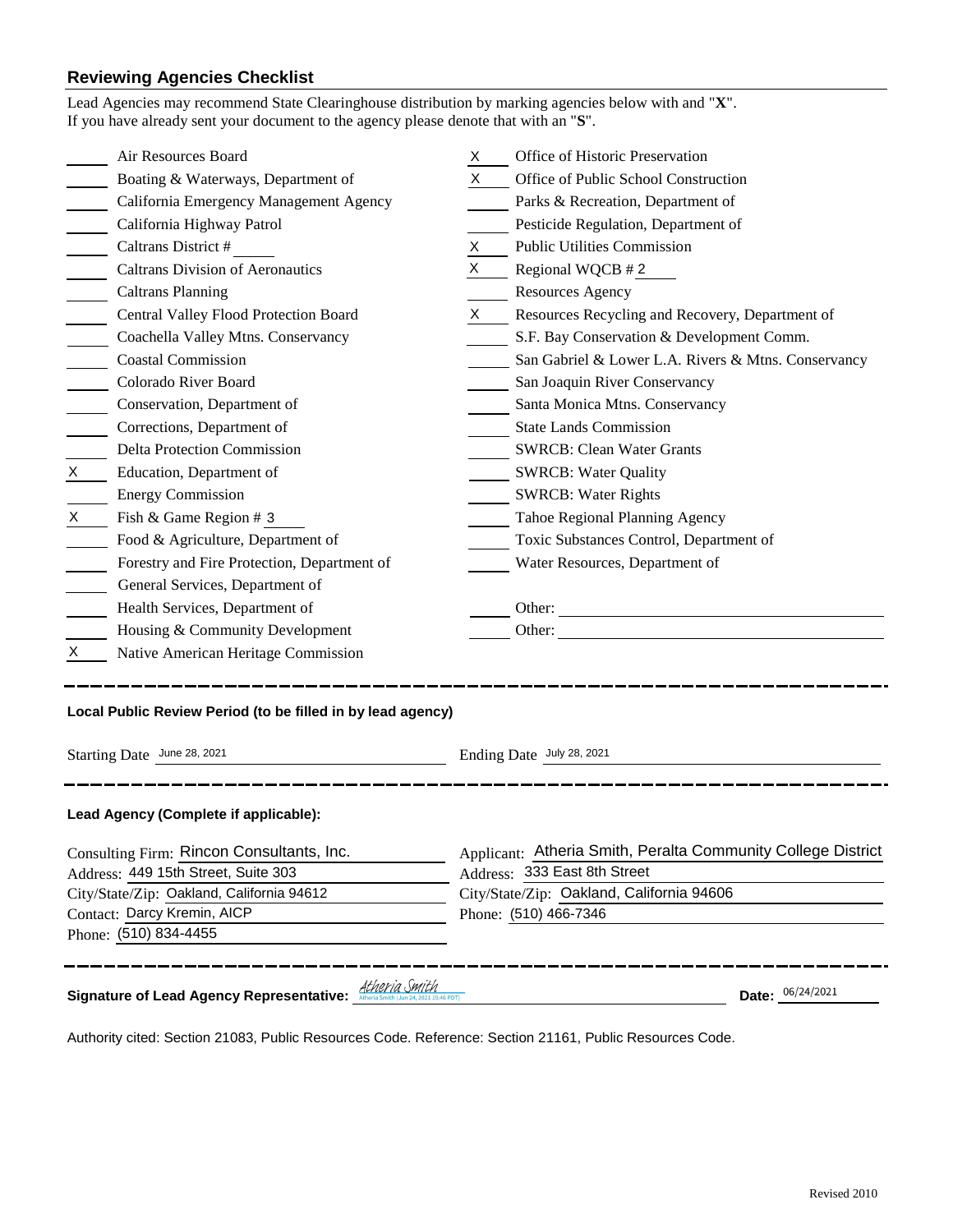## Reviewing Agencies Checklist

Lead Agencies may recommend State Clearinghouse distribution by marking agencies below with and "**X**".
If you have already sent your document to the agency please denote that with an "**S**".

| | | | |
|---|---|---|---|
| ____ | Air Resources Board | X | Office of Historic Preservation |
| ____ | Boating & Waterways, Department of | X | Office of Public School Construction |
| ____ | California Emergency Management Agency | ____ | Parks & Recreation, Department of |
| ____ | California Highway Patrol | ____ | Pesticide Regulation, Department of |
| ____ | Caltrans District # ____ | X | Public Utilities Commission |
| ____ | Caltrans Division of Aeronautics | X | Regional WQCB # 2 |
| ____ | Caltrans Planning | ____ | Resources Agency |
| ____ | Central Valley Flood Protection Board | X | Resources Recycling and Recovery, Department of |
| ____ | Coachella Valley Mtns. Conservancy | ____ | S.F. Bay Conservation & Development Comm. |
| ____ | Coastal Commission | ____ | San Gabriel & Lower L.A. Rivers & Mtns. Conservancy |
| ____ | Colorado River Board | ____ | San Joaquin River Conservancy |
| ____ | Conservation, Department of | ____ | Santa Monica Mtns. Conservancy |
| ____ | Corrections, Department of | ____ | State Lands Commission |
| ____ | Delta Protection Commission | ____ | SWRCB: Clean Water Grants |
| X | Education, Department of | ____ | SWRCB: Water Quality |
| ____ | Energy Commission | ____ | SWRCB: Water Rights |
| X | Fish & Game Region # 3 | ____ | Tahoe Regional Planning Agency |
| ____ | Food & Agriculture, Department of | ____ | Toxic Substances Control, Department of |
| ____ | Forestry and Fire Protection, Department of | ____ | Water Resources, Department of |
| ____ | General Services, Department of | | |
| ____ | Health Services, Department of | ____ | Other: |
| ____ | Housing & Community Development | ____ | Other: |
| X | Native American Heritage Commission | | |

---

**Local Public Review Period (to be filled in by lead agency)**

Starting Date June 28, 2021 Ending Date July 28, 2021

---

**Lead Agency (Complete if applicable):**

| | |
|---|---|
| Consulting Firm: Rincon Consultants, Inc. | Applicant: Atheria Smith, Peralta Community College District |
| Address: 449 15th Street, Suite 303 | Address: 333 East 8th Street |
| City/State/Zip: Oakland, California 94612 | City/State/Zip: Oakland, California 94606 |
| Contact: Darcy Kremin, AICP | Phone: (510) 466-7346 |
| Phone: (510) 834-4455 | |

---

**Signature of Lead Agency Representative:** Atheria Smith (Atheria Smith (Jun 24, 2021 16:46 PDT)) **Date:** 06/24/2021

Authority cited: Section 21083, Public Resources Code. Reference: Section 21161, Public Resources Code.

Revised 2010